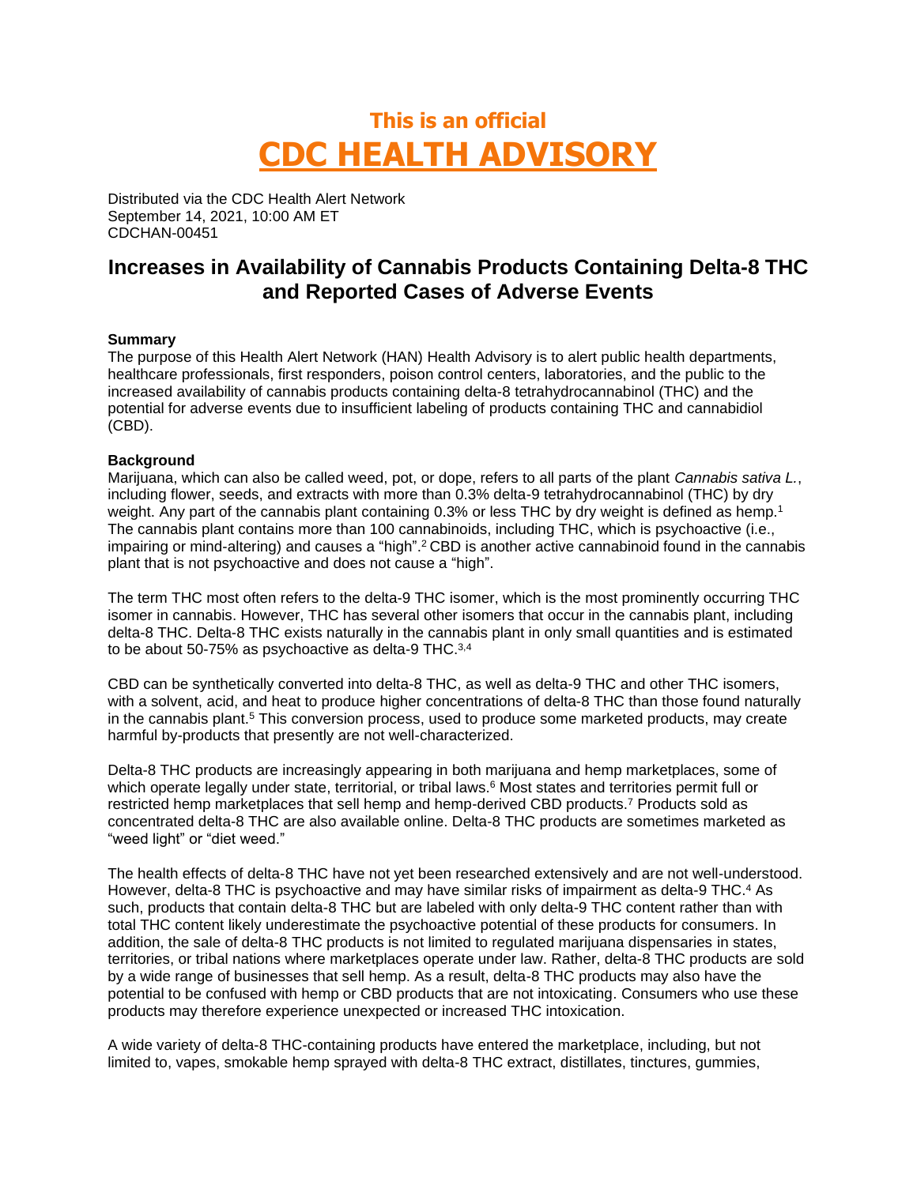# This is an official
# CDC HEALTH ADVISORY

Distributed via the CDC Health Alert Network
September 14, 2021, 10:00 AM ET
CDCHAN-00451

## Increases in Availability of Cannabis Products Containing Delta-8 THC and Reported Cases of Adverse Events

**Summary**

The purpose of this Health Alert Network (HAN) Health Advisory is to alert public health departments, healthcare professionals, first responders, poison control centers, laboratories, and the public to the increased availability of cannabis products containing delta-8 tetrahydrocannabinol (THC) and the potential for adverse events due to insufficient labeling of products containing THC and cannabidiol (CBD).

**Background**

Marijuana, which can also be called weed, pot, or dope, refers to all parts of the plant *Cannabis sativa L.*, including flower, seeds, and extracts with more than 0.3% delta-9 tetrahydrocannabinol (THC) by dry weight. Any part of the cannabis plant containing 0.3% or less THC by dry weight is defined as hemp.[1] The cannabis plant contains more than 100 cannabinoids, including THC, which is psychoactive (i.e., impairing or mind-altering) and causes a "high".[2] CBD is another active cannabinoid found in the cannabis plant that is not psychoactive and does not cause a "high".

The term THC most often refers to the delta-9 THC isomer, which is the most prominently occurring THC isomer in cannabis. However, THC has several other isomers that occur in the cannabis plant, including delta-8 THC. Delta-8 THC exists naturally in the cannabis plant in only small quantities and is estimated to be about 50-75% as psychoactive as delta-9 THC.[3,4]

CBD can be synthetically converted into delta-8 THC, as well as delta-9 THC and other THC isomers, with a solvent, acid, and heat to produce higher concentrations of delta-8 THC than those found naturally in the cannabis plant.[5] This conversion process, used to produce some marketed products, may create harmful by-products that presently are not well-characterized.

Delta-8 THC products are increasingly appearing in both marijuana and hemp marketplaces, some of which operate legally under state, territorial, or tribal laws.[6] Most states and territories permit full or restricted hemp marketplaces that sell hemp and hemp-derived CBD products.[7] Products sold as concentrated delta-8 THC are also available online. Delta-8 THC products are sometimes marketed as "weed light" or "diet weed."

The health effects of delta-8 THC have not yet been researched extensively and are not well-understood. However, delta-8 THC is psychoactive and may have similar risks of impairment as delta-9 THC.[4] As such, products that contain delta-8 THC but are labeled with only delta-9 THC content rather than with total THC content likely underestimate the psychoactive potential of these products for consumers. In addition, the sale of delta-8 THC products is not limited to regulated marijuana dispensaries in states, territories, or tribal nations where marketplaces operate under law. Rather, delta-8 THC products are sold by a wide range of businesses that sell hemp. As a result, delta-8 THC products may also have the potential to be confused with hemp or CBD products that are not intoxicating. Consumers who use these products may therefore experience unexpected or increased THC intoxication.

A wide variety of delta-8 THC-containing products have entered the marketplace, including, but not limited to, vapes, smokable hemp sprayed with delta-8 THC extract, distillates, tinctures, gummies,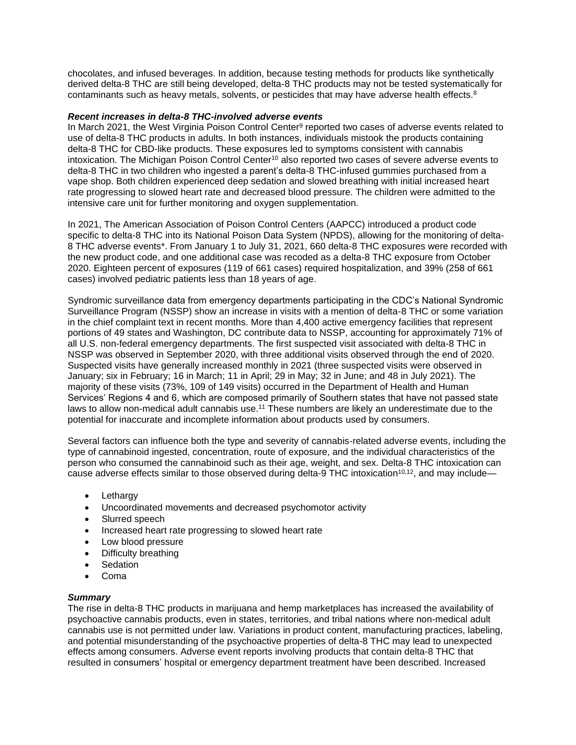chocolates, and infused beverages. In addition, because testing methods for products like synthetically derived delta-8 THC are still being developed, delta-8 THC products may not be tested systematically for contaminants such as heavy metals, solvents, or pesticides that may have adverse health effects.[8]

***Recent increases in delta-8 THC-involved adverse events***

In March 2021, the West Virginia Poison Control Center[9] reported two cases of adverse events related to use of delta-8 THC products in adults. In both instances, individuals mistook the products containing delta-8 THC for CBD-like products. These exposures led to symptoms consistent with cannabis intoxication. The Michigan Poison Control Center[10] also reported two cases of severe adverse events to delta-8 THC in two children who ingested a parent's delta-8 THC-infused gummies purchased from a vape shop. Both children experienced deep sedation and slowed breathing with initial increased heart rate progressing to slowed heart rate and decreased blood pressure. The children were admitted to the intensive care unit for further monitoring and oxygen supplementation.

In 2021, The American Association of Poison Control Centers (AAPCC) introduced a product code specific to delta-8 THC into its National Poison Data System (NPDS), allowing for the monitoring of delta-8 THC adverse events*. From January 1 to July 31, 2021, 660 delta-8 THC exposures were recorded with the new product code, and one additional case was recoded as a delta-8 THC exposure from October 2020. Eighteen percent of exposures (119 of 661 cases) required hospitalization, and 39% (258 of 661 cases) involved pediatric patients less than 18 years of age.

Syndromic surveillance data from emergency departments participating in the CDC's National Syndromic Surveillance Program (NSSP) show an increase in visits with a mention of delta-8 THC or some variation in the chief complaint text in recent months. More than 4,400 active emergency facilities that represent portions of 49 states and Washington, DC contribute data to NSSP, accounting for approximately 71% of all U.S. non-federal emergency departments. The first suspected visit associated with delta-8 THC in NSSP was observed in September 2020, with three additional visits observed through the end of 2020. Suspected visits have generally increased monthly in 2021 (three suspected visits were observed in January; six in February; 16 in March; 11 in April; 29 in May; 32 in June; and 48 in July 2021). The majority of these visits (73%, 109 of 149 visits) occurred in the Department of Health and Human Services' Regions 4 and 6, which are composed primarily of Southern states that have not passed state laws to allow non-medical adult cannabis use.[11] These numbers are likely an underestimate due to the potential for inaccurate and incomplete information about products used by consumers.

Several factors can influence both the type and severity of cannabis-related adverse events, including the type of cannabinoid ingested, concentration, route of exposure, and the individual characteristics of the person who consumed the cannabinoid such as their age, weight, and sex. Delta-8 THC intoxication can cause adverse effects similar to those observed during delta-9 THC intoxication[10,12], and may include—

- Lethargy
- Uncoordinated movements and decreased psychomotor activity
- Slurred speech
- Increased heart rate progressing to slowed heart rate
- Low blood pressure
- Difficulty breathing
- Sedation
- Coma

***Summary***

The rise in delta-8 THC products in marijuana and hemp marketplaces has increased the availability of psychoactive cannabis products, even in states, territories, and tribal nations where non-medical adult cannabis use is not permitted under law. Variations in product content, manufacturing practices, labeling, and potential misunderstanding of the psychoactive properties of delta-8 THC may lead to unexpected effects among consumers. Adverse event reports involving products that contain delta-8 THC that resulted in consumers' hospital or emergency department treatment have been described. Increased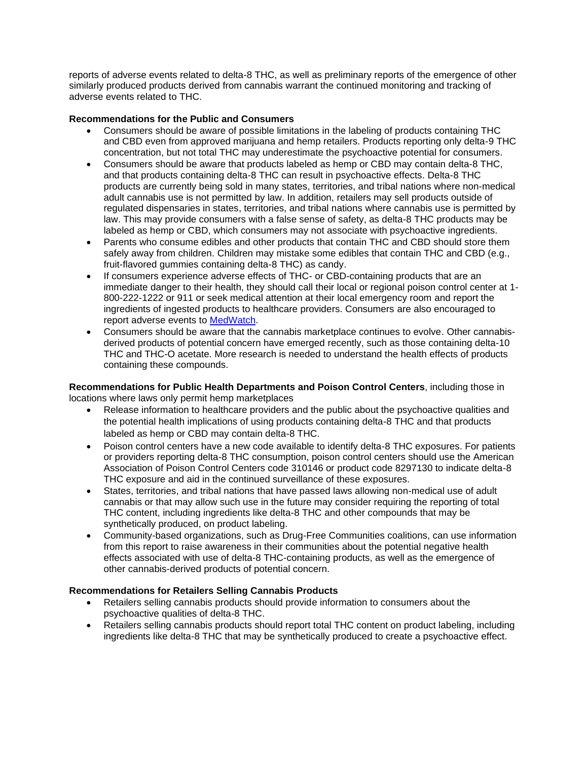reports of adverse events related to delta-8 THC, as well as preliminary reports of the emergence of other similarly produced products derived from cannabis warrant the continued monitoring and tracking of adverse events related to THC.

**Recommendations for the Public and Consumers**

- Consumers should be aware of possible limitations in the labeling of products containing THC and CBD even from approved marijuana and hemp retailers. Products reporting only delta-9 THC concentration, but not total THC may underestimate the psychoactive potential for consumers.
- Consumers should be aware that products labeled as hemp or CBD may contain delta-8 THC, and that products containing delta-8 THC can result in psychoactive effects. Delta-8 THC products are currently being sold in many states, territories, and tribal nations where non-medical adult cannabis use is not permitted by law. In addition, retailers may sell products outside of regulated dispensaries in states, territories, and tribal nations where cannabis use is permitted by law. This may provide consumers with a false sense of safety, as delta-8 THC products may be labeled as hemp or CBD, which consumers may not associate with psychoactive ingredients.
- Parents who consume edibles and other products that contain THC and CBD should store them safely away from children. Children may mistake some edibles that contain THC and CBD (e.g., fruit-flavored gummies containing delta-8 THC) as candy.
- If consumers experience adverse effects of THC- or CBD-containing products that are an immediate danger to their health, they should call their local or regional poison control center at 1-800-222-1222 or 911 or seek medical attention at their local emergency room and report the ingredients of ingested products to healthcare providers. Consumers are also encouraged to report adverse events to MedWatch.
- Consumers should be aware that the cannabis marketplace continues to evolve. Other cannabis-derived products of potential concern have emerged recently, such as those containing delta-10 THC and THC-O acetate. More research is needed to understand the health effects of products containing these compounds.

**Recommendations for Public Health Departments and Poison Control Centers**, including those in locations where laws only permit hemp marketplaces

- Release information to healthcare providers and the public about the psychoactive qualities and the potential health implications of using products containing delta-8 THC and that products labeled as hemp or CBD may contain delta-8 THC.
- Poison control centers have a new code available to identify delta-8 THC exposures. For patients or providers reporting delta-8 THC consumption, poison control centers should use the American Association of Poison Control Centers code 310146 or product code 8297130 to indicate delta-8 THC exposure and aid in the continued surveillance of these exposures.
- States, territories, and tribal nations that have passed laws allowing non-medical use of adult cannabis or that may allow such use in the future may consider requiring the reporting of total THC content, including ingredients like delta-8 THC and other compounds that may be synthetically produced, on product labeling.
- Community-based organizations, such as Drug-Free Communities coalitions, can use information from this report to raise awareness in their communities about the potential negative health effects associated with use of delta-8 THC-containing products, as well as the emergence of other cannabis-derived products of potential concern.

**Recommendations for Retailers Selling Cannabis Products**

- Retailers selling cannabis products should provide information to consumers about the psychoactive qualities of delta-8 THC.
- Retailers selling cannabis products should report total THC content on product labeling, including ingredients like delta-8 THC that may be synthetically produced to create a psychoactive effect.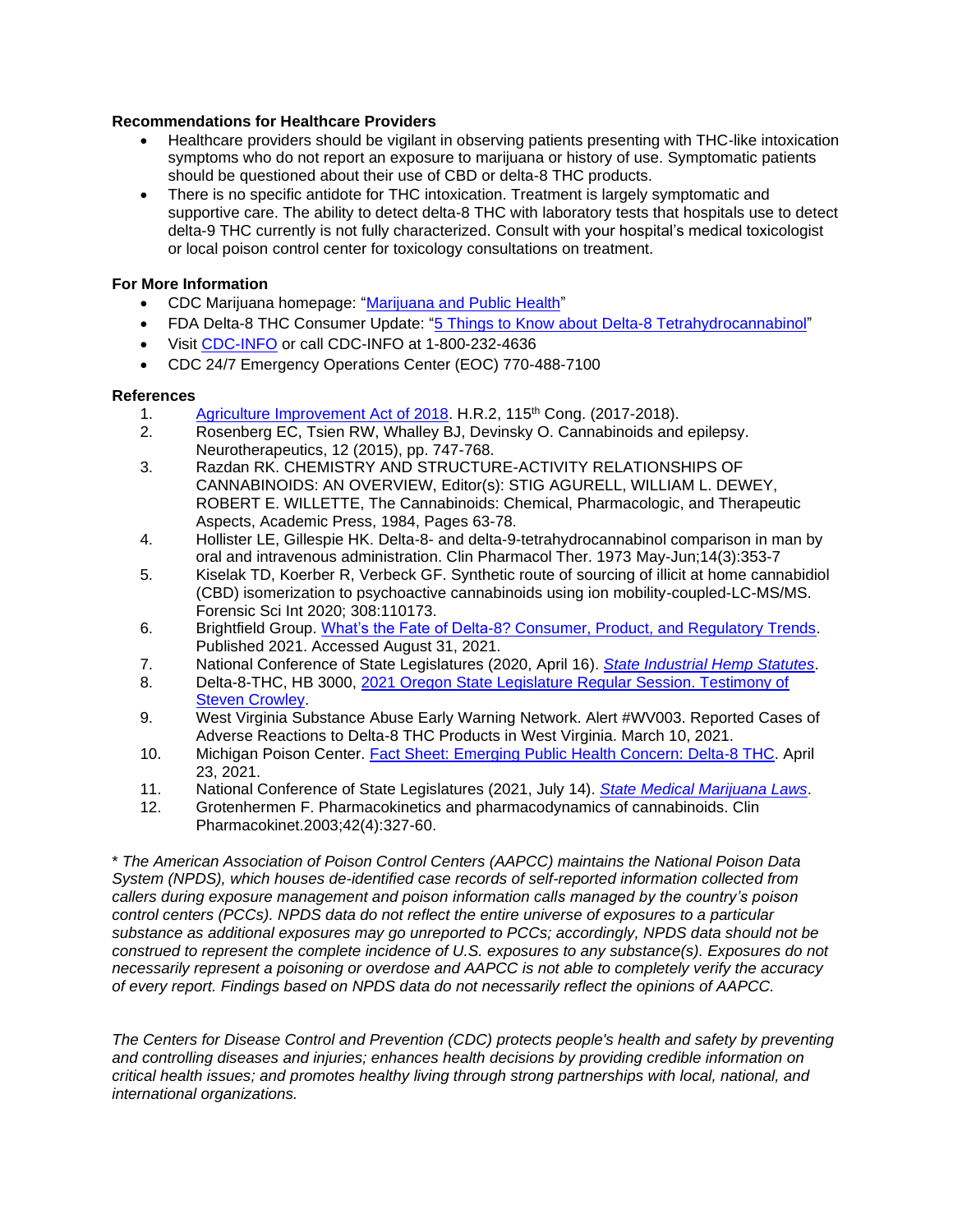**Recommendations for Healthcare Providers**

- Healthcare providers should be vigilant in observing patients presenting with THC-like intoxication symptoms who do not report an exposure to marijuana or history of use. Symptomatic patients should be questioned about their use of CBD or delta-8 THC products.
- There is no specific antidote for THC intoxication. Treatment is largely symptomatic and supportive care. The ability to detect delta-8 THC with laboratory tests that hospitals use to detect delta-9 THC currently is not fully characterized. Consult with your hospital's medical toxicologist or local poison control center for toxicology consultations on treatment.

**For More Information**

- CDC Marijuana homepage: "Marijuana and Public Health"
- FDA Delta-8 THC Consumer Update: "5 Things to Know about Delta-8 Tetrahydrocannabinol"
- Visit CDC-INFO or call CDC-INFO at 1-800-232-4636
- CDC 24/7 Emergency Operations Center (EOC) 770-488-7100

**References**

1. Agriculture Improvement Act of 2018. H.R.2, 115th Cong. (2017-2018).
2. Rosenberg EC, Tsien RW, Whalley BJ, Devinsky O. Cannabinoids and epilepsy. Neurotherapeutics, 12 (2015), pp. 747-768.
3. Razdan RK. CHEMISTRY AND STRUCTURE-ACTIVITY RELATIONSHIPS OF CANNABINOIDS: AN OVERVIEW, Editor(s): STIG AGURELL, WILLIAM L. DEWEY, ROBERT E. WILLETTE, The Cannabinoids: Chemical, Pharmacologic, and Therapeutic Aspects, Academic Press, 1984, Pages 63-78.
4. Hollister LE, Gillespie HK. Delta-8- and delta-9-tetrahydrocannabinol comparison in man by oral and intravenous administration. Clin Pharmacol Ther. 1973 May-Jun;14(3):353-7
5. Kiselak TD, Koerber R, Verbeck GF. Synthetic route of sourcing of illicit at home cannabidiol (CBD) isomerization to psychoactive cannabinoids using ion mobility-coupled-LC-MS/MS. Forensic Sci Int 2020; 308:110173.
6. Brightfield Group. What's the Fate of Delta-8? Consumer, Product, and Regulatory Trends. Published 2021. Accessed August 31, 2021.
7. National Conference of State Legislatures (2020, April 16). *State Industrial Hemp Statutes*.
8. Delta-8-THC, HB 3000, 2021 Oregon State Legislature Regular Session. Testimony of Steven Crowley.
9. West Virginia Substance Abuse Early Warning Network. Alert #WV003. Reported Cases of Adverse Reactions to Delta-8 THC Products in West Virginia. March 10, 2021.
10. Michigan Poison Center. Fact Sheet: Emerging Public Health Concern: Delta-8 THC. April 23, 2021.
11. National Conference of State Legislatures (2021, July 14). *State Medical Marijuana Laws*.
12. Grotenhermen F. Pharmacokinetics and pharmacodynamics of cannabinoids. Clin Pharmacokinet.2003;42(4):327-60.

*\* The American Association of Poison Control Centers (AAPCC) maintains the National Poison Data System (NPDS), which houses de-identified case records of self-reported information collected from callers during exposure management and poison information calls managed by the country's poison control centers (PCCs). NPDS data do not reflect the entire universe of exposures to a particular substance as additional exposures may go unreported to PCCs; accordingly, NPDS data should not be construed to represent the complete incidence of U.S. exposures to any substance(s). Exposures do not necessarily represent a poisoning or overdose and AAPCC is not able to completely verify the accuracy of every report. Findings based on NPDS data do not necessarily reflect the opinions of AAPCC.*

*The Centers for Disease Control and Prevention (CDC) protects people's health and safety by preventing and controlling diseases and injuries; enhances health decisions by providing credible information on critical health issues; and promotes healthy living through strong partnerships with local, national, and international organizations.*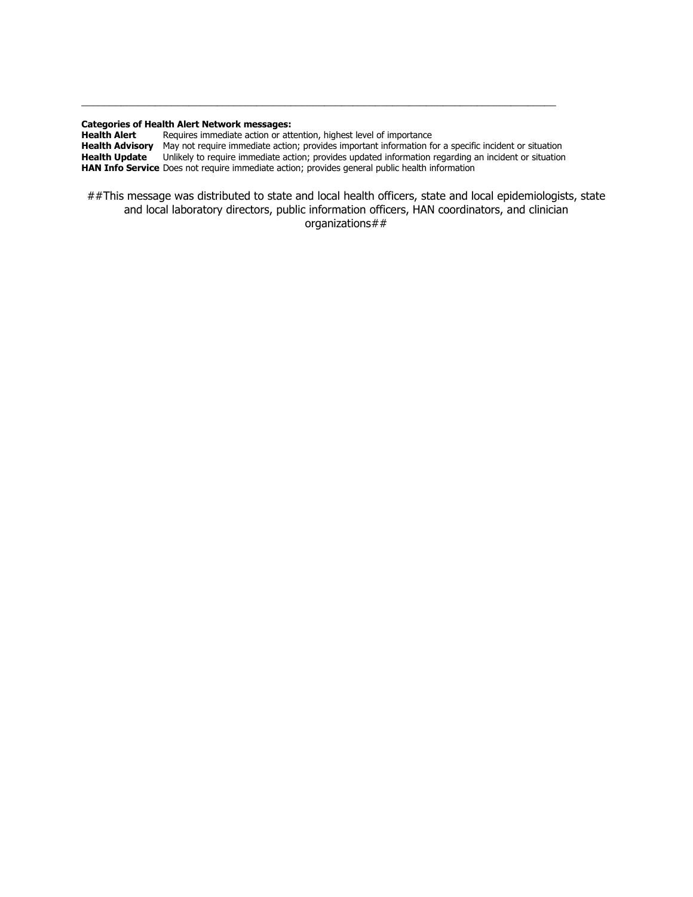---

**Categories of Health Alert Network messages:**

| | |
|---|---|
| **Health Alert** | Requires immediate action or attention, highest level of importance |
| **Health Advisory** | May not require immediate action; provides important information for a specific incident or situation |
| **Health Update** | Unlikely to require immediate action; provides updated information regarding an incident or situation |
| **HAN Info Service** | Does not require immediate action; provides general public health information |

##This message was distributed to state and local health officers, state and local epidemiologists, state and local laboratory directors, public information officers, HAN coordinators, and clinician organizations##